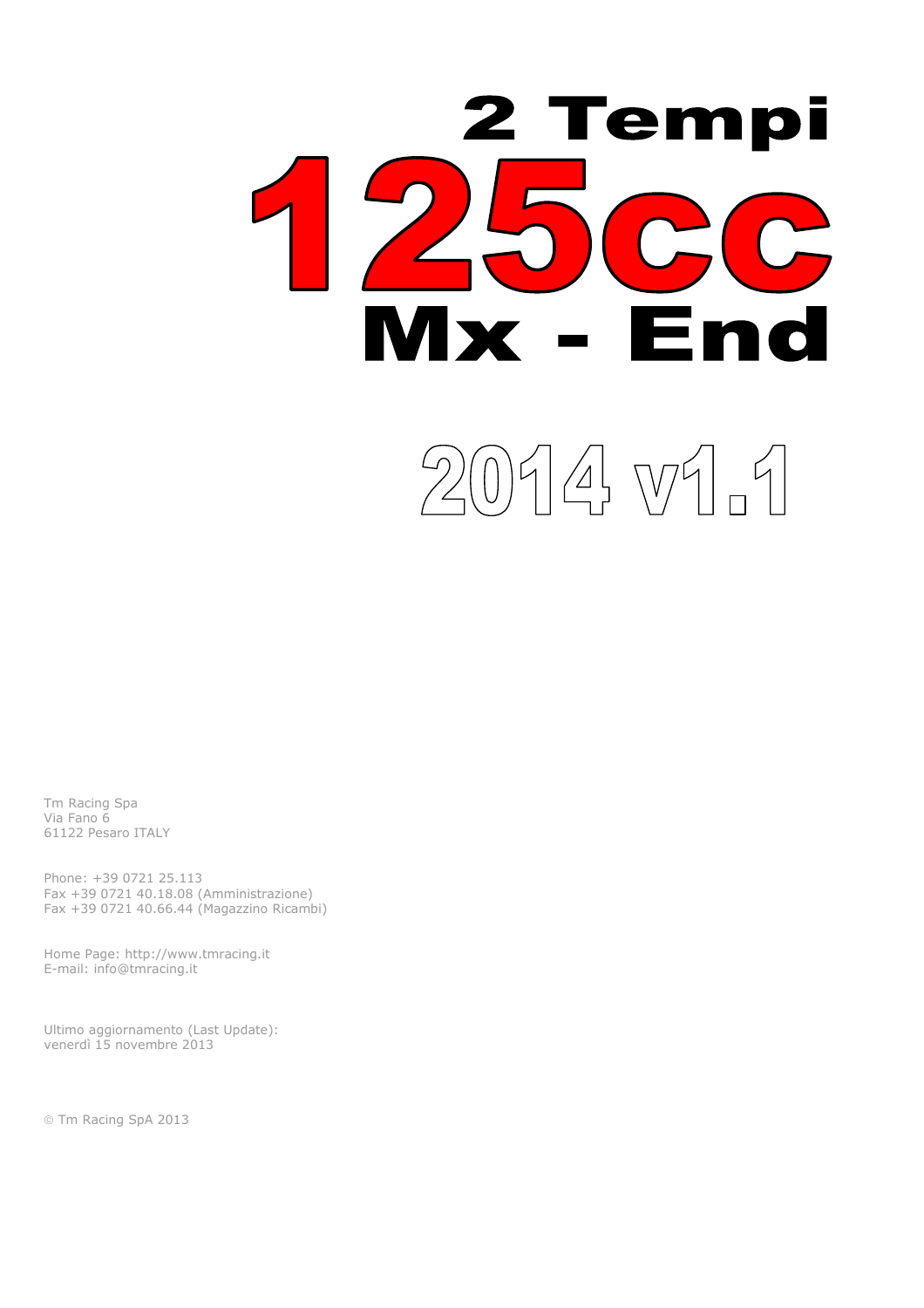# 2 Tempi

# 125cc

# Mx - End

## 2014 v1.1

Tm Racing Spa
Via Fano 6
61122 Pesaro ITALY

Phone: +39 0721 25.113
Fax +39 0721 40.18.08 (Amministrazione)
Fax +39 0721 40.66.44 (Magazzino Ricambi)

Home Page: http://www.tmracing.it
E-mail: info@tmracing.it

Ultimo aggiornamento (Last Update):
venerdì 15 novembre 2013

© Tm Racing SpA 2013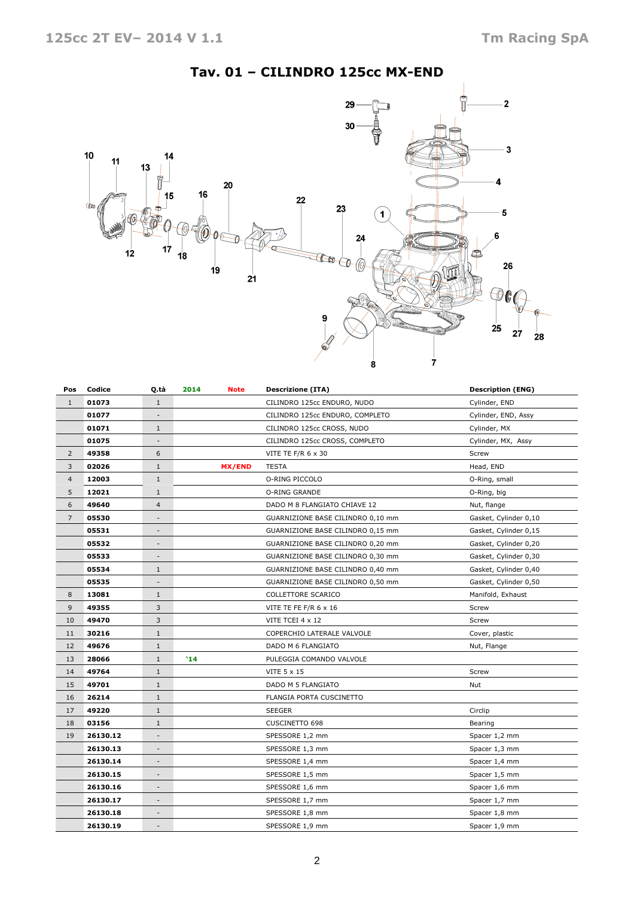# Tav. 01 – CILINDRO 125cc MX-END

| Pos | Codice | Q.tà | 2014 | Note | Descrizione (ITA) | Description (ENG) |
|---|---|---|---|---|---|---|
| 1 | **01073** | 1 | | | CILINDRO 125cc ENDURO, NUDO | Cylinder, END |
| | **01077** | - | | | CILINDRO 125cc ENDURO, COMPLETO | Cylinder, END, Assy |
| | **01071** | 1 | | | CILINDRO 125cc CROSS, NUDO | Cylinder, MX |
| | **01075** | - | | | CILINDRO 125cc CROSS, COMPLETO | Cylinder, MX, Assy |
| 2 | **49358** | 6 | | | VITE TE F/R 6 x 30 | Screw |
| 3 | **02026** | 1 | | **MX/END** | TESTA | Head, END |
| 4 | **12003** | 1 | | | O-RING PICCOLO | O-Ring, small |
| 5 | **12021** | 1 | | | O-RING GRANDE | O-Ring, big |
| 6 | **49640** | 4 | | | DADO M 8 FLANGIATO CHIAVE 12 | Nut, flange |
| 7 | **05530** | - | | | GUARNIZIONE BASE CILINDRO 0,10 mm | Gasket, Cylinder 0,10 |
| | **05531** | - | | | GUARNIZIONE BASE CILINDRO 0,15 mm | Gasket, Cylinder 0,15 |
| | **05532** | - | | | GUARNIZIONE BASE CILINDRO 0,20 mm | Gasket, Cylinder 0,20 |
| | **05533** | - | | | GUARNIZIONE BASE CILINDRO 0,30 mm | Gasket, Cylinder 0,30 |
| | **05534** | 1 | | | GUARNIZIONE BASE CILINDRO 0,40 mm | Gasket, Cylinder 0,40 |
| | **05535** | - | | | GUARNIZIONE BASE CILINDRO 0,50 mm | Gasket, Cylinder 0,50 |
| 8 | **13081** | 1 | | | COLLETTORE SCARICO | Manifold, Exhaust |
| 9 | **49355** | 3 | | | VITE TE FE F/R 6 x 16 | Screw |
| 10 | **49470** | 3 | | | VITE TCEI 4 x 12 | Screw |
| 11 | **30216** | 1 | | | COPERCHIO LATERALE VALVOLE | Cover, plastic |
| 12 | **49676** | 1 | | | DADO M 6 FLANGIATO | Nut, Flange |
| 13 | **28066** | 1 | **'14** | | PULEGGIA COMANDO VALVOLE | |
| 14 | **49764** | 1 | | | VITE 5 x 15 | Screw |
| 15 | **49701** | 1 | | | DADO M 5 FLANGIATO | Nut |
| 16 | **26214** | 1 | | | FLANGIA PORTA CUSCINETTO | |
| 17 | **49220** | 1 | | | SEEGER | Circlip |
| 18 | **03156** | 1 | | | CUSCINETTO 698 | Bearing |
| 19 | **26130.12** | - | | | SPESSORE 1,2 mm | Spacer 1,2 mm |
| | **26130.13** | - | | | SPESSORE 1,3 mm | Spacer 1,3 mm |
| | **26130.14** | - | | | SPESSORE 1,4 mm | Spacer 1,4 mm |
| | **26130.15** | - | | | SPESSORE 1,5 mm | Spacer 1,5 mm |
| | **26130.16** | - | | | SPESSORE 1,6 mm | Spacer 1,6 mm |
| | **26130.17** | - | | | SPESSORE 1,7 mm | Spacer 1,7 mm |
| | **26130.18** | - | | | SPESSORE 1,8 mm | Spacer 1,8 mm |
| | **26130.19** | - | | | SPESSORE 1,9 mm | Spacer 1,9 mm |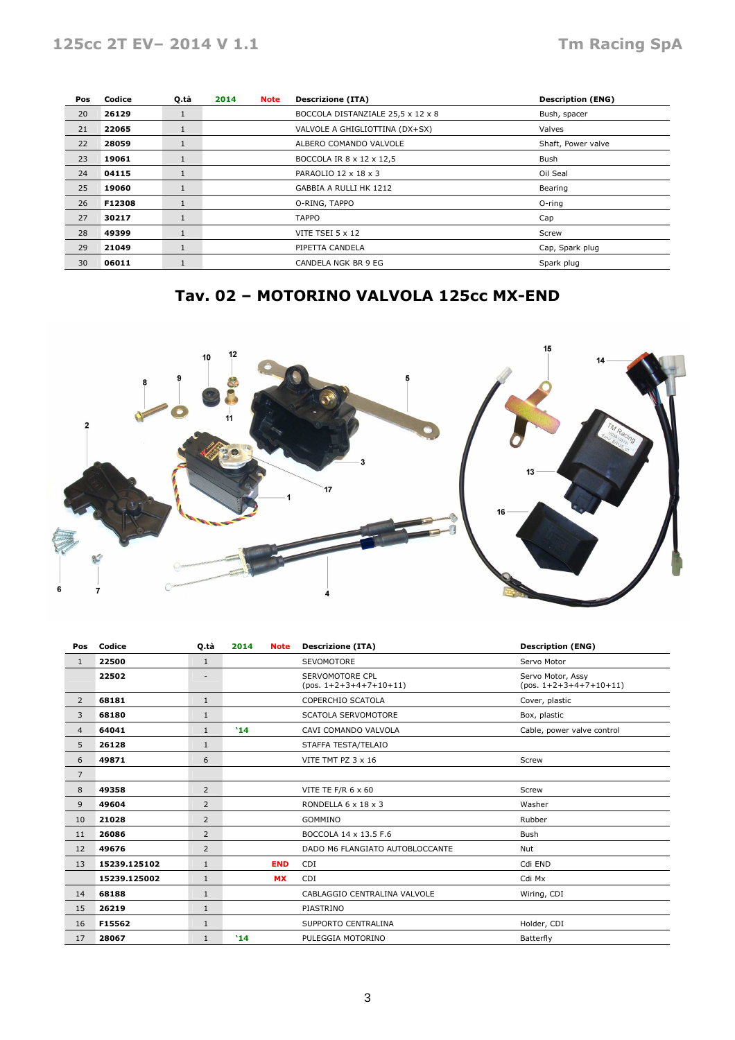| Pos | Codice | Q.tà | 2014 | Note | Descrizione (ITA) | Description (ENG) |
|---|---|---|---|---|---|---|
| 20 | **26129** | 1 | | | BOCCOLA DISTANZIALE 25,5 x 12 x 8 | Bush, spacer |
| 21 | **22065** | 1 | | | VALVOLE A GHIGLIOTTINA (DX+SX) | Valves |
| 22 | **28059** | 1 | | | ALBERO COMANDO VALVOLE | Shaft, Power valve |
| 23 | **19061** | 1 | | | BOCCOLA IR 8 x 12 x 12,5 | Bush |
| 24 | **04115** | 1 | | | PARAOLIO 12 x 18 x 3 | Oil Seal |
| 25 | **19060** | 1 | | | GABBIA A RULLI HK 1212 | Bearing |
| 26 | **F12308** | 1 | | | O-RING, TAPPO | O-ring |
| 27 | **30217** | 1 | | | TAPPO | Cap |
| 28 | **49399** | 1 | | | VITE TSEI 5 x 12 | Screw |
| 29 | **21049** | 1 | | | PIPETTA CANDELA | Cap, Spark plug |
| 30 | **06011** | 1 | | | CANDELA NGK BR 9 EG | Spark plug |

## Tav. 02 – MOTORINO VALVOLA 125cc MX-END

| Pos | Codice | Q.tà | 2014 | Note | Descrizione (ITA) | Description (ENG) |
|---|---|---|---|---|---|---|
| 1 | **22500** | 1 | | | SEVOMOTORE | Servo Motor |
| | **22502** | - | | | SERVOMOTORE CPL (pos. 1+2+3+4+7+10+11) | Servo Motor, Assy (pos. 1+2+3+4+7+10+11) |
| 2 | **68181** | 1 | | | COPERCHIO SCATOLA | Cover, plastic |
| 3 | **68180** | 1 | | | SCATOLA SERVOMOTORE | Box, plastic |
| 4 | **64041** | 1 | '14 | | CAVI COMANDO VALVOLA | Cable, power valve control |
| 5 | **26128** | 1 | | | STAFFA TESTA/TELAIO | |
| 6 | **49871** | 6 | | | VITE TMT PZ 3 x 16 | Screw |
| 7 | | | | | | |
| 8 | **49358** | 2 | | | VITE TE F/R 6 x 60 | Screw |
| 9 | **49604** | 2 | | | RONDELLA 6 x 18 x 3 | Washer |
| 10 | **21028** | 2 | | | GOMMINO | Rubber |
| 11 | **26086** | 2 | | | BOCCOLA 14 x 13.5 F.6 | Bush |
| 12 | **49676** | 2 | | | DADO M6 FLANGIATO AUTOBLOCCANTE | Nut |
| 13 | **15239.125102** | 1 | | END | CDI | Cdi END |
| | **15239.125002** | 1 | | MX | CDI | Cdi Mx |
| 14 | **68188** | 1 | | | CABLAGGIO CENTRALINA VALVOLE | Wiring, CDI |
| 15 | **26219** | 1 | | | PIASTRINO | |
| 16 | **F15562** | 1 | | | SUPPORTO CENTRALINA | Holder, CDI |
| 17 | **28067** | 1 | '14 | | PULEGGIA MOTORINO | Batterfly |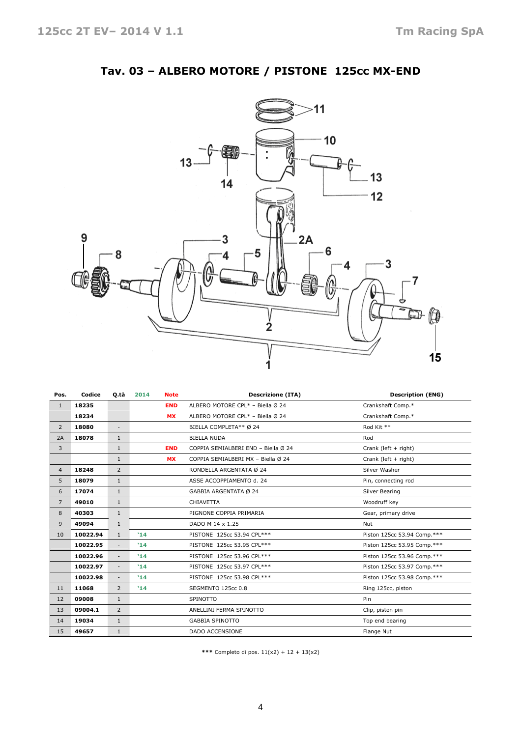# Tav. 03 – ALBERO MOTORE / PISTONE 125cc MX-END

| Pos. | Codice | Q.tà | 2014 | Note | Descrizione (ITA) | Description (ENG) |
|---|---|---|---|---|---|---|
| 1 | 18235 | | | END | ALBERO MOTORE CPL* – Biella Ø 24 | Crankshaft Comp.* |
| | 18234 | | | MX | ALBERO MOTORE CPL* – Biella Ø 24 | Crankshaft Comp.* |
| 2 | 18080 | - | | | BIELLA COMPLETA** Ø 24 | Rod Kit ** |
| 2A | 18078 | 1 | | | BIELLA NUDA | Rod |
| 3 | | 1 | | END | COPPIA SEMIALBERI END – Biella Ø 24 | Crank (left + right) |
| | | 1 | | MX | COPPIA SEMIALBERI MX – Biella Ø 24 | Crank (left + right) |
| 4 | 18248 | 2 | | | RONDELLA ARGENTATA Ø 24 | Silver Washer |
| 5 | 18079 | 1 | | | ASSE ACCOPPIAMENTO d. 24 | Pin, connecting rod |
| 6 | 17074 | 1 | | | GABBIA ARGENTATA Ø 24 | Silver Bearing |
| 7 | 49010 | 1 | | | CHIAVETTA | Woodruff key |
| 8 | 40303 | 1 | | | PIGNONE COPPIA PRIMARIA | Gear, primary drive |
| 9 | 49094 | 1 | | | DADO M 14 x 1.25 | Nut |
| 10 | 10022.94 | 1 | '14 | | PISTONE 125cc 53.94 CPL*** | Piston 125cc 53.94 Comp.*** |
| | 10022.95 | - | '14 | | PISTONE 125cc 53.95 CPL*** | Piston 125cc 53.95 Comp.*** |
| | 10022.96 | - | '14 | | PISTONE 125cc 53.96 CPL*** | Piston 125cc 53.96 Comp.*** |
| | 10022.97 | - | '14 | | PISTONE 125cc 53.97 CPL*** | Piston 125cc 53.97 Comp.*** |
| | 10022.98 | - | '14 | | PISTONE 125cc 53.98 CPL*** | Piston 125cc 53.98 Comp.*** |
| 11 | 11068 | 2 | '14 | | SEGMENTO 125cc 0.8 | Ring 125cc, piston |
| 12 | 09008 | 1 | | | SPINOTTO | Pin |
| 13 | 09004.1 | 2 | | | ANELLINI FERMA SPINOTTO | Clip, piston pin |
| 14 | 19034 | 1 | | | GABBIA SPINOTTO | Top end bearing |
| 15 | 49657 | 1 | | | DADO ACCENSIONE | Flange Nut |

*** Completo di pos. 11(x2) + 12 + 13(x2)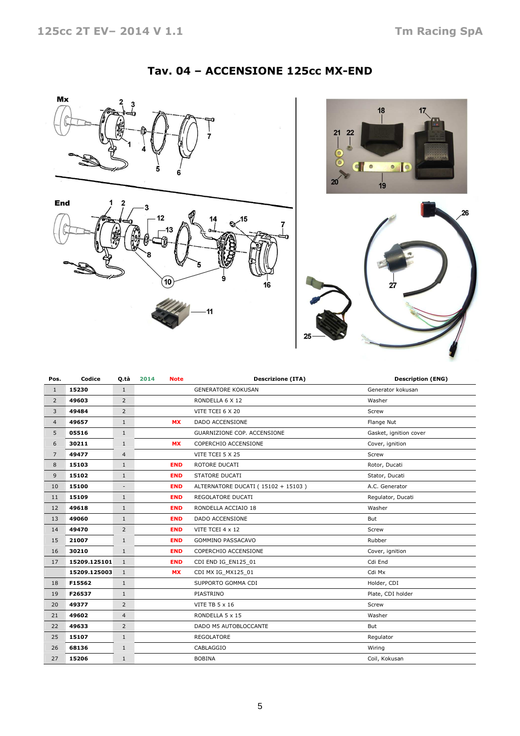# Tav. 04 – ACCENSIONE 125cc MX-END

| Pos. | Codice | Q.tà | 2014 | Note | Descrizione (ITA) | Description (ENG) |
|---|---|---|---|---|---|---|
| 1 | 15230 | 1 | | | GENERATORE KOKUSAN | Generator kokusan |
| 2 | 49603 | 2 | | | RONDELLA 6 X 12 | Washer |
| 3 | 49484 | 2 | | | VITE TCEI 6 X 20 | Screw |
| 4 | 49657 | 1 | | MX | DADO ACCENSIONE | Flange Nut |
| 5 | 05516 | 1 | | | GUARNIZIONE COP. ACCENSIONE | Gasket, ignition cover |
| 6 | 30211 | 1 | | MX | COPERCHIO ACCENSIONE | Cover, ignition |
| 7 | 49477 | 4 | | | VITE TCEI 5 X 25 | Screw |
| 8 | 15103 | 1 | | END | ROTORE DUCATI | Rotor, Ducati |
| 9 | 15102 | 1 | | END | STATORE DUCATI | Stator, Ducati |
| 10 | 15100 | - | | END | ALTERNATORE DUCATI ( 15102 + 15103 ) | A.C. Generator |
| 11 | 15109 | 1 | | END | REGOLATORE DUCATI | Regulator, Ducati |
| 12 | 49618 | 1 | | END | RONDELLA ACCIAIO 18 | Washer |
| 13 | 49060 | 1 | | END | DADO ACCENSIONE | But |
| 14 | 49470 | 2 | | END | VITE TCEI 4 x 12 | Screw |
| 15 | 21007 | 1 | | END | GOMMINO PASSACAVO | Rubber |
| 16 | 30210 | 1 | | END | COPERCHIO ACCENSIONE | Cover, ignition |
| 17 | 15209.125101 | 1 | | END | CDI END IG_EN125_01 | Cdi End |
| | 15209.125003 | 1 | | MX | CDI MX IG_MX125_01 | Cdi Mx |
| 18 | F15562 | 1 | | | SUPPORTO GOMMA CDI | Holder, CDI |
| 19 | F26537 | 1 | | | PIASTRINO | Plate, CDI holder |
| 20 | 49377 | 2 | | | VITE TB 5 x 16 | Screw |
| 21 | 49602 | 4 | | | RONDELLA 5 x 15 | Washer |
| 22 | 49633 | 2 | | | DADO M5 AUTOBLOCCANTE | But |
| 25 | 15107 | 1 | | | REGOLATORE | Regulator |
| 26 | 68136 | 1 | | | CABLAGGIO | Wiring |
| 27 | 15206 | 1 | | | BOBINA | Coil, Kokusan |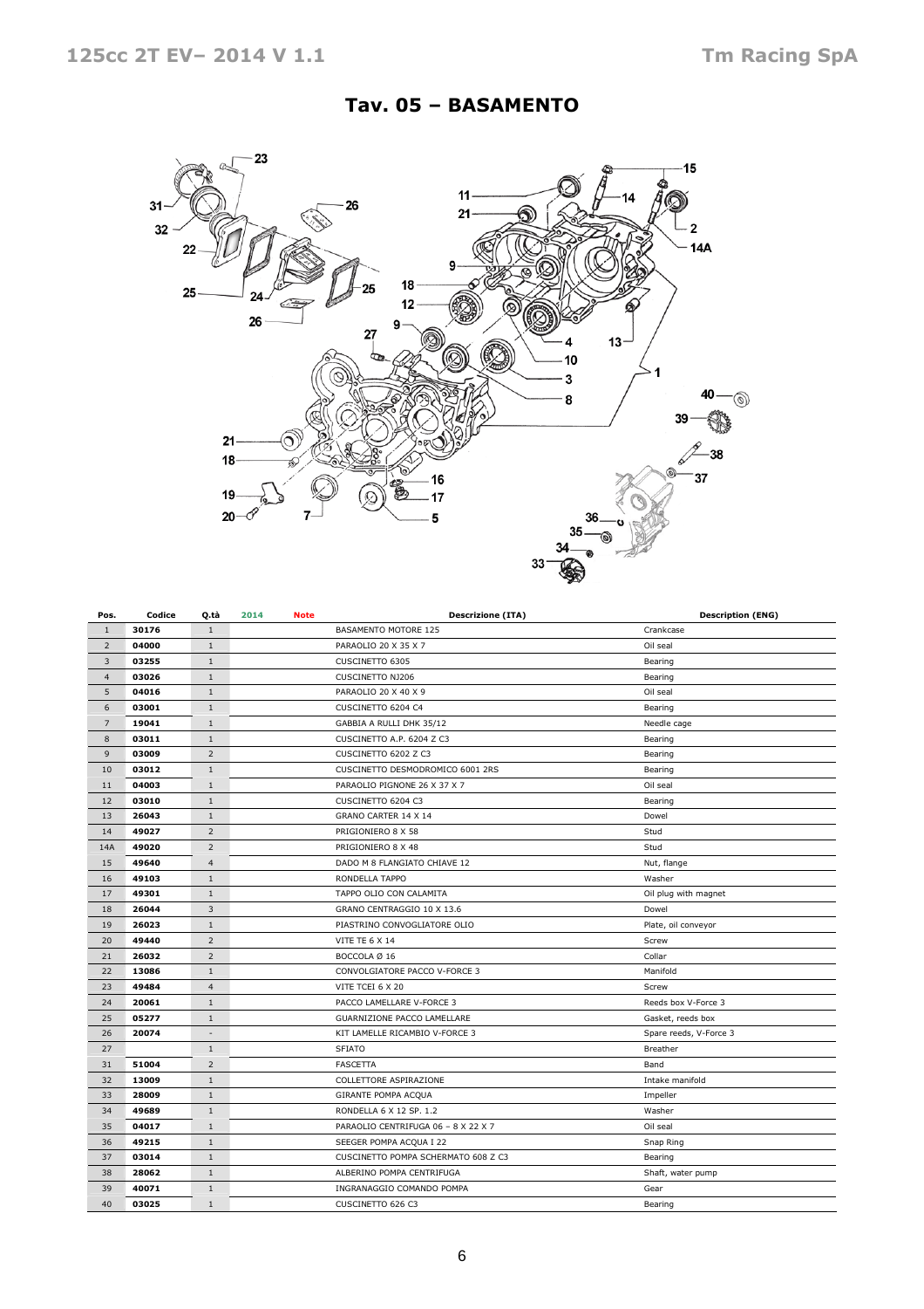## Tav. 05 – BASAMENTO

| Pos. | Codice | Q.tà | 2014 | Note | Descrizione (ITA) | Description (ENG) |
|---|---|---|---|---|---|---|
| 1 | 30176 | 1 | | | BASAMENTO MOTORE 125 | Crankcase |
| 2 | 04000 | 1 | | | PARAOLIO 20 X 35 X 7 | Oil seal |
| 3 | 03255 | 1 | | | CUSCINETTO 6305 | Bearing |
| 4 | 03026 | 1 | | | CUSCINETTO NJ206 | Bearing |
| 5 | 04016 | 1 | | | PARAOLIO 20 X 40 X 9 | Oil seal |
| 6 | 03001 | 1 | | | CUSCINETTO 6204 C4 | Bearing |
| 7 | 19041 | 1 | | | GABBIA A RULLI DHK 35/12 | Needle cage |
| 8 | 03011 | 1 | | | CUSCINETTO A.P. 6204 Z C3 | Bearing |
| 9 | 03009 | 2 | | | CUSCINETTO 6202 Z C3 | Bearing |
| 10 | 03012 | 1 | | | CUSCINETTO DESMODROMICO 6001 2RS | Bearing |
| 11 | 04003 | 1 | | | PARAOLIO PIGNONE 26 X 37 X 7 | Oil seal |
| 12 | 03010 | 1 | | | CUSCINETTO 6204 C3 | Bearing |
| 13 | 26043 | 1 | | | GRANO CARTER 14 X 14 | Dowel |
| 14 | 49027 | 2 | | | PRIGIONIERO 8 X 58 | Stud |
| 14A | 49020 | 2 | | | PRIGIONIERO 8 X 48 | Stud |
| 15 | 49640 | 4 | | | DADO M 8 FLANGIATO CHIAVE 12 | Nut, flange |
| 16 | 49103 | 1 | | | RONDELLA TAPPO | Washer |
| 17 | 49301 | 1 | | | TAPPO OLIO CON CALAMITA | Oil plug with magnet |
| 18 | 26044 | 3 | | | GRANO CENTRAGGIO 10 X 13.6 | Dowel |
| 19 | 26023 | 1 | | | PIASTRINO CONVOGLIATORE OLIO | Plate, oil conveyor |
| 20 | 49440 | 2 | | | VITE TE 6 X 14 | Screw |
| 21 | 26032 | 2 | | | BOCCOLA Ø 16 | Collar |
| 22 | 13086 | 1 | | | CONVOLGIATORE PACCO V-FORCE 3 | Manifold |
| 23 | 49484 | 4 | | | VITE TCEI 6 X 20 | Screw |
| 24 | 20061 | 1 | | | PACCO LAMELLARE V-FORCE 3 | Reeds box V-Force 3 |
| 25 | 05277 | 1 | | | GUARNIZIONE PACCO LAMELLARE | Gasket, reeds box |
| 26 | 20074 | - | | | KIT LAMELLE RICAMBIO V-FORCE 3 | Spare reeds, V-Force 3 |
| 27 | | 1 | | | SFIATO | Breather |
| 31 | 51004 | 2 | | | FASCETTA | Band |
| 32 | 13009 | 1 | | | COLLETTORE ASPIRAZIONE | Intake manifold |
| 33 | 28009 | 1 | | | GIRANTE POMPA ACQUA | Impeller |
| 34 | 49689 | 1 | | | RONDELLA 6 X 12 SP. 1.2 | Washer |
| 35 | 04017 | 1 | | | PARAOLIO CENTRIFUGA 06 – 8 X 22 X 7 | Oil seal |
| 36 | 49215 | 1 | | | SEEGER POMPA ACQUA I 22 | Snap Ring |
| 37 | 03014 | 1 | | | CUSCINETTO POMPA SCHERMATO 608 Z C3 | Bearing |
| 38 | 28062 | 1 | | | ALBERINO POMPA CENTRIFUGA | Shaft, water pump |
| 39 | 40071 | 1 | | | INGRANAGGIO COMANDO POMPA | Gear |
| 40 | 03025 | 1 | | | CUSCINETTO 626 C3 | Bearing |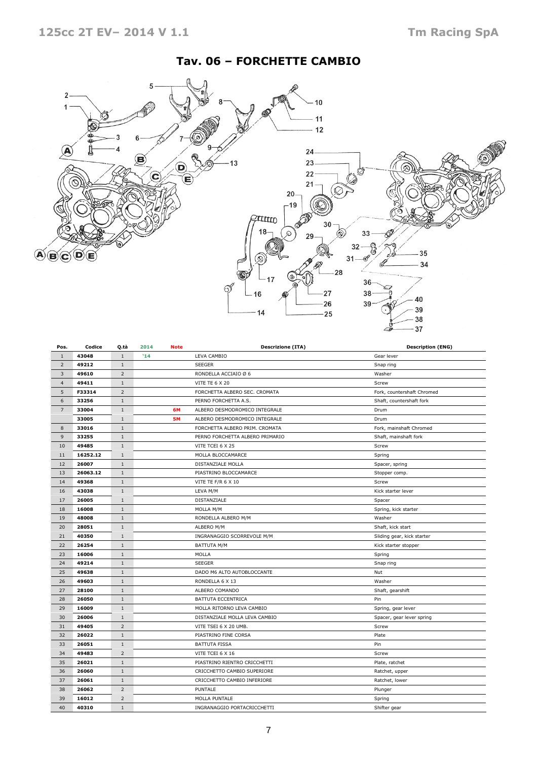# Tav. 06 – FORCHETTE CAMBIO

| Pos. | Codice | Q.tà | 2014 | Note | Descrizione (ITA) | Description (ENG) |
|---|---|---|---|---|---|---|
| 1 | **43048** | 1 | '14 | | LEVA CAMBIO | Gear lever |
| 2 | **49212** | 1 | | | SEEGER | Snap ring |
| 3 | **49610** | 2 | | | RONDELLA ACCIAIO Ø 6 | Washer |
| 4 | **49411** | 1 | | | VITE TE 6 X 20 | Screw |
| 5 | **F33314** | 2 | | | FORCHETTA ALBERO SEC. CROMATA | Fork, countershaft Chromed |
| 6 | **33256** | 1 | | | PERNO FORCHETTA A.S. | Shaft, countershaft fork |
| 7 | **33004** | 1 | | 6M | ALBERO DESMODROMICO INTEGRALE | Drum |
| | **33005** | 1 | | 5M | ALBERO DESMODROMICO INTEGRALE | Drum |
| 8 | **33016** | 1 | | | FORCHETTA ALBERO PRIM. CROMATA | Fork, mainshaft Chromed |
| 9 | **33255** | 1 | | | PERNO FORCHETTA ALBERO PRIMARIO | Shaft, mainshaft fork |
| 10 | **49485** | 1 | | | VITE TCEI 6 X 25 | Screw |
| 11 | **16252.12** | 1 | | | MOLLA BLOCCAMARCE | Spring |
| 12 | **26007** | 1 | | | DISTANZIALE MOLLA | Spacer, spring |
| 13 | **26063.12** | 1 | | | PIASTRINO BLOCCAMARCE | Stopper comp. |
| 14 | **49368** | 1 | | | VITE TE F/R 6 X 10 | Screw |
| 16 | **43038** | 1 | | | LEVA M/M | Kick starter lever |
| 17 | **26005** | 1 | | | DISTANZIALE | Spacer |
| 18 | **16008** | 1 | | | MOLLA M/M | Spring, kick starter |
| 19 | **48008** | 1 | | | RONDELLA ALBERO M/M | Washer |
| 20 | **28051** | 1 | | | ALBERO M/M | Shaft, kick start |
| 21 | **40350** | 1 | | | INGRANAGGIO SCORREVOLE M/M | Sliding gear, kick starter |
| 22 | **26254** | 1 | | | BATTUTA M/M | Kick starter stopper |
| 23 | **16006** | 1 | | | MOLLA | Spring |
| 24 | **49214** | 1 | | | SEEGER | Snap ring |
| 25 | **49638** | 1 | | | DADO M6 ALTO AUTOBLOCCANTE | Nut |
| 26 | **49603** | 1 | | | RONDELLA 6 X 13 | Washer |
| 27 | **28100** | 1 | | | ALBERO COMANDO | Shaft, gearshift |
| 28 | **26050** | 1 | | | BATTUTA ECCENTRICA | Pin |
| 29 | **16009** | 1 | | | MOLLA RITORNO LEVA CAMBIO | Spring, gear lever |
| 30 | **26006** | 1 | | | DISTANZIALE MOLLA LEVA CAMBIO | Spacer, gear lever spring |
| 31 | **49405** | 2 | | | VITE TSEI 6 X 20 UMB. | Screw |
| 32 | **26022** | 1 | | | PIASTRINO FINE CORSA | Plate |
| 33 | **26051** | 1 | | | BATTUTA FISSA | Pin |
| 34 | **49483** | 2 | | | VITE TCEI 6 X 16 | Screw |
| 35 | **26021** | 1 | | | PIASTRINO RIENTRO CRICCHETTI | Plate, ratchet |
| 36 | **26060** | 1 | | | CRICCHETTO CAMBIO SUPERIORE | Ratchet, upper |
| 37 | **26061** | 1 | | | CRICCHETTO CAMBIO INFERIORE | Ratchet, lower |
| 38 | **26062** | 2 | | | PUNTALE | Plunger |
| 39 | **16012** | 2 | | | MOLLA PUNTALE | Spring |
| 40 | **40310** | 1 | | | INGRANAGGIO PORTACRICCHETTI | Shifter gear |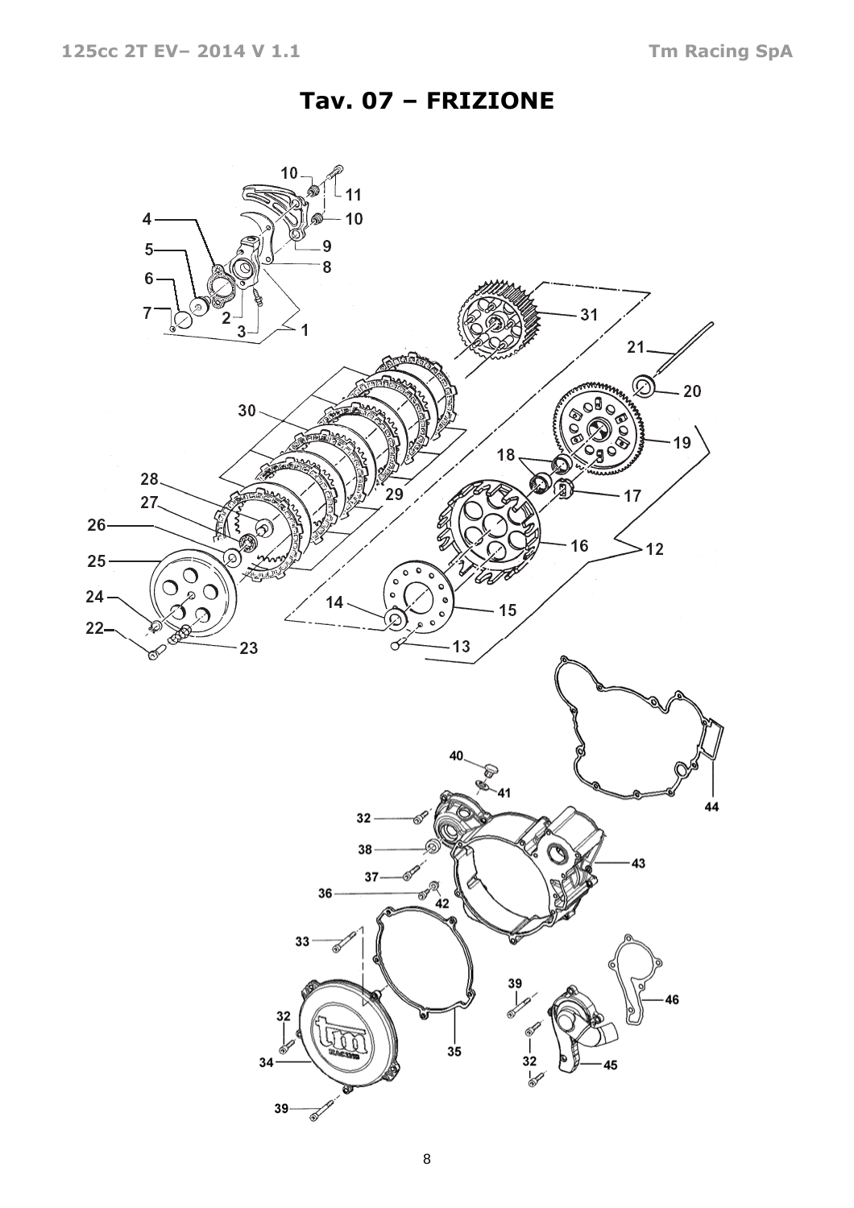# Tav. 07 – FRIZIONE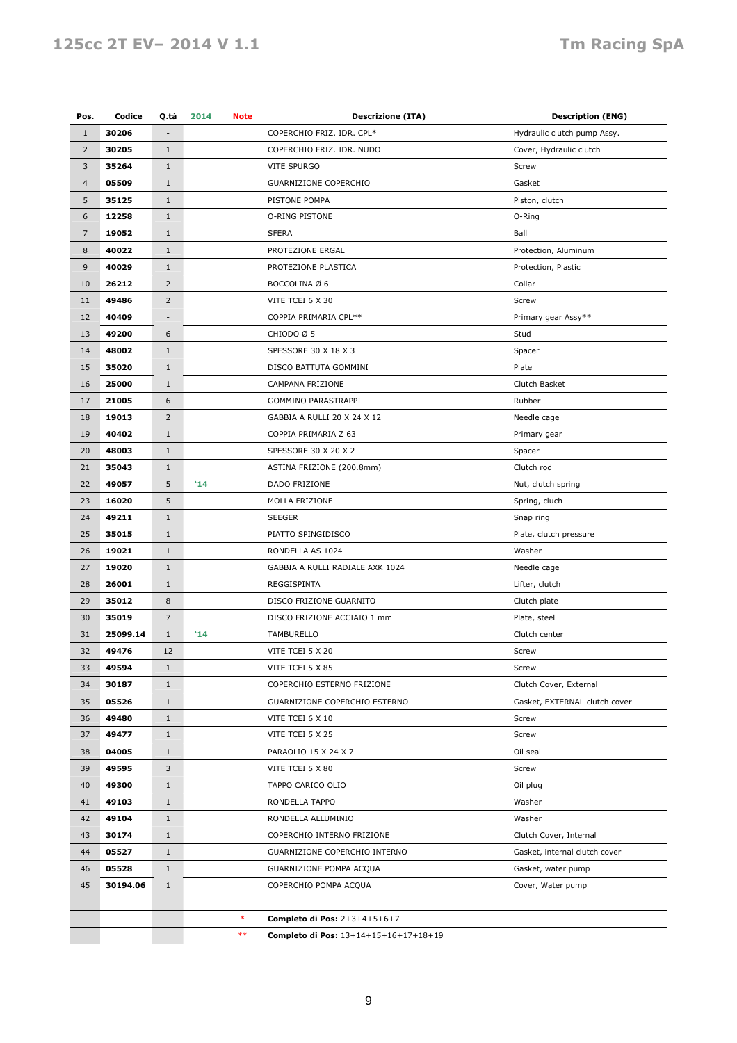| Pos. | Codice | Q.tà | 2014 | Note | Descrizione (ITA) | Description (ENG) |
|---|---|---|---|---|---|---|
| 1 | **30206** | - | | | COPERCHIO FRIZ. IDR. CPL* | Hydraulic clutch pump Assy. |
| 2 | **30205** | 1 | | | COPERCHIO FRIZ. IDR. NUDO | Cover, Hydraulic clutch |
| 3 | **35264** | 1 | | | VITE SPURGO | Screw |
| 4 | **05509** | 1 | | | GUARNIZIONE COPERCHIO | Gasket |
| 5 | **35125** | 1 | | | PISTONE POMPA | Piston, clutch |
| 6 | **12258** | 1 | | | O-RING PISTONE | O-Ring |
| 7 | **19052** | 1 | | | SFERA | Ball |
| 8 | **40022** | 1 | | | PROTEZIONE ERGAL | Protection, Aluminum |
| 9 | **40029** | 1 | | | PROTEZIONE PLASTICA | Protection, Plastic |
| 10 | **26212** | 2 | | | BOCCOLINA Ø 6 | Collar |
| 11 | **49486** | 2 | | | VITE TCEI 6 X 30 | Screw |
| 12 | **40409** | - | | | COPPIA PRIMARIA CPL** | Primary gear Assy** |
| 13 | **49200** | 6 | | | CHIODO Ø 5 | Stud |
| 14 | **48002** | 1 | | | SPESSORE 30 X 18 X 3 | Spacer |
| 15 | **35020** | 1 | | | DISCO BATTUTA GOMMINI | Plate |
| 16 | **25000** | 1 | | | CAMPANA FRIZIONE | Clutch Basket |
| 17 | **21005** | 6 | | | GOMMINO PARASTRAPPI | Rubber |
| 18 | **19013** | 2 | | | GABBIA A RULLI 20 X 24 X 12 | Needle cage |
| 19 | **40402** | 1 | | | COPPIA PRIMARIA Z 63 | Primary gear |
| 20 | **48003** | 1 | | | SPESSORE 30 X 20 X 2 | Spacer |
| 21 | **35043** | 1 | | | ASTINA FRIZIONE (200.8mm) | Clutch rod |
| 22 | **49057** | 5 | **'14** | | DADO FRIZIONE | Nut, clutch spring |
| 23 | **16020** | 5 | | | MOLLA FRIZIONE | Spring, cluch |
| 24 | **49211** | 1 | | | SEEGER | Snap ring |
| 25 | **35015** | 1 | | | PIATTO SPINGIDISCO | Plate, clutch pressure |
| 26 | **19021** | 1 | | | RONDELLA AS 1024 | Washer |
| 27 | **19020** | 1 | | | GABBIA A RULLI RADIALE AXK 1024 | Needle cage |
| 28 | **26001** | 1 | | | REGGISPINTA | Lifter, clutch |
| 29 | **35012** | 8 | | | DISCO FRIZIONE GUARNITO | Clutch plate |
| 30 | **35019** | 7 | | | DISCO FRIZIONE ACCIAIO 1 mm | Plate, steel |
| 31 | **25099.14** | 1 | **'14** | | TAMBURELLO | Clutch center |
| 32 | **49476** | 12 | | | VITE TCEI 5 X 20 | Screw |
| 33 | **49594** | 1 | | | VITE TCEI 5 X 85 | Screw |
| 34 | **30187** | 1 | | | COPERCHIO ESTERNO FRIZIONE | Clutch Cover, External |
| 35 | **05526** | 1 | | | GUARNIZIONE COPERCHIO ESTERNO | Gasket, EXTERNAL clutch cover |
| 36 | **49480** | 1 | | | VITE TCEI 6 X 10 | Screw |
| 37 | **49477** | 1 | | | VITE TCEI 5 X 25 | Screw |
| 38 | **04005** | 1 | | | PARAOLIO 15 X 24 X 7 | Oil seal |
| 39 | **49595** | 3 | | | VITE TCEI 5 X 80 | Screw |
| 40 | **49300** | 1 | | | TAPPO CARICO OLIO | Oil plug |
| 41 | **49103** | 1 | | | RONDELLA TAPPO | Washer |
| 42 | **49104** | 1 | | | RONDELLA ALLUMINIO | Washer |
| 43 | **30174** | 1 | | | COPERCHIO INTERNO FRIZIONE | Clutch Cover, Internal |
| 44 | **05527** | 1 | | | GUARNIZIONE COPERCHIO INTERNO | Gasket, internal clutch cover |
| 46 | **05528** | 1 | | | GUARNIZIONE POMPA ACQUA | Gasket, water pump |
| 45 | **30194.06** | 1 | | | COPERCHIO POMPA ACQUA | Cover, Water pump |
| | | | | | | |
| | | | | * | **Completo di Pos:** 2+3+4+5+6+7 | |
| | | | | ** | **Completo di Pos:** 13+14+15+16+17+18+19 | |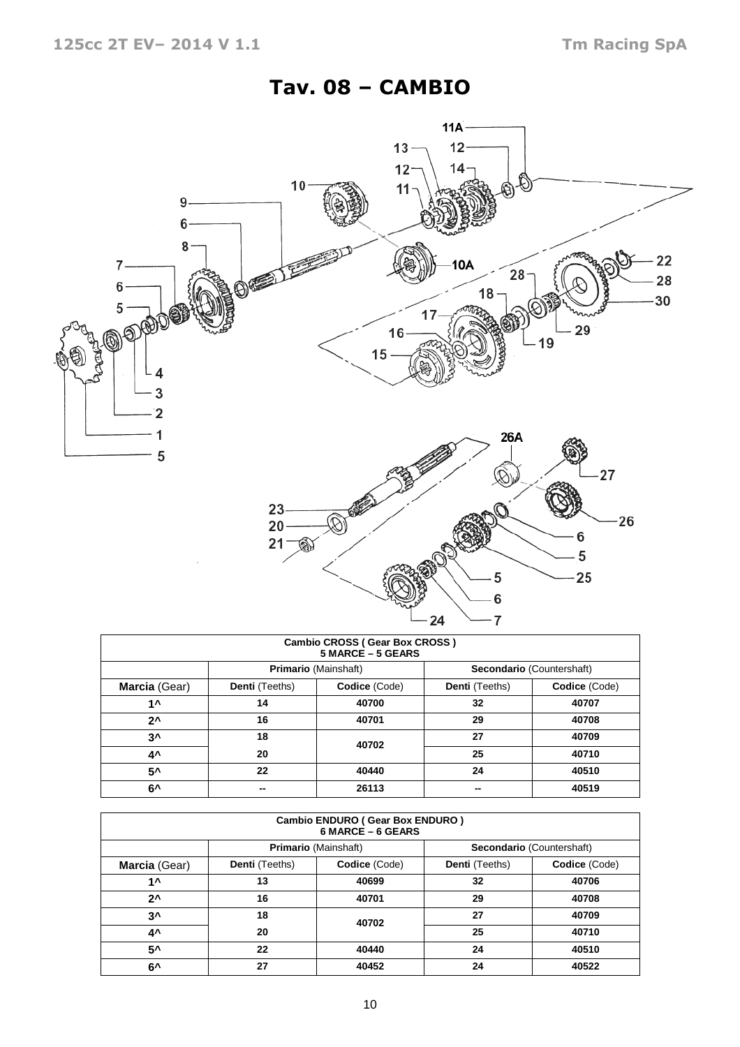# Tav. 08 – CAMBIO

| Cambio CROSS ( Gear Box CROSS ) 5 MARCE – 5 GEARS | | | | |
|---|---|---|---|---|
| | **Primario** (Mainshaft) | | **Secondario** (Countershaft) | |
| **Marcia** (Gear) | **Denti** (Teeths) | **Codice** (Code) | **Denti** (Teeths) | **Codice** (Code) |
| 1^ | 14 | 40700 | 32 | 40707 |
| 2^ | 16 | 40701 | 29 | 40708 |
| 3^ | 18 | 40702 | 27 | 40709 |
| 4^ | 20 | | 25 | 40710 |
| 5^ | 22 | 40440 | 24 | 40510 |
| 6^ | -- | 26113 | -- | 40519 |

| Cambio ENDURO ( Gear Box ENDURO ) 6 MARCE – 6 GEARS | | | | |
|---|---|---|---|---|
| | **Primario** (Mainshaft) | | **Secondario** (Countershaft) | |
| **Marcia** (Gear) | **Denti** (Teeths) | **Codice** (Code) | **Denti** (Teeths) | **Codice** (Code) |
| 1^ | 13 | 40699 | 32 | 40706 |
| 2^ | 16 | 40701 | 29 | 40708 |
| 3^ | 18 | 40702 | 27 | 40709 |
| 4^ | 20 | | 25 | 40710 |
| 5^ | 22 | 40440 | 24 | 40510 |
| 6^ | 27 | 40452 | 24 | 40522 |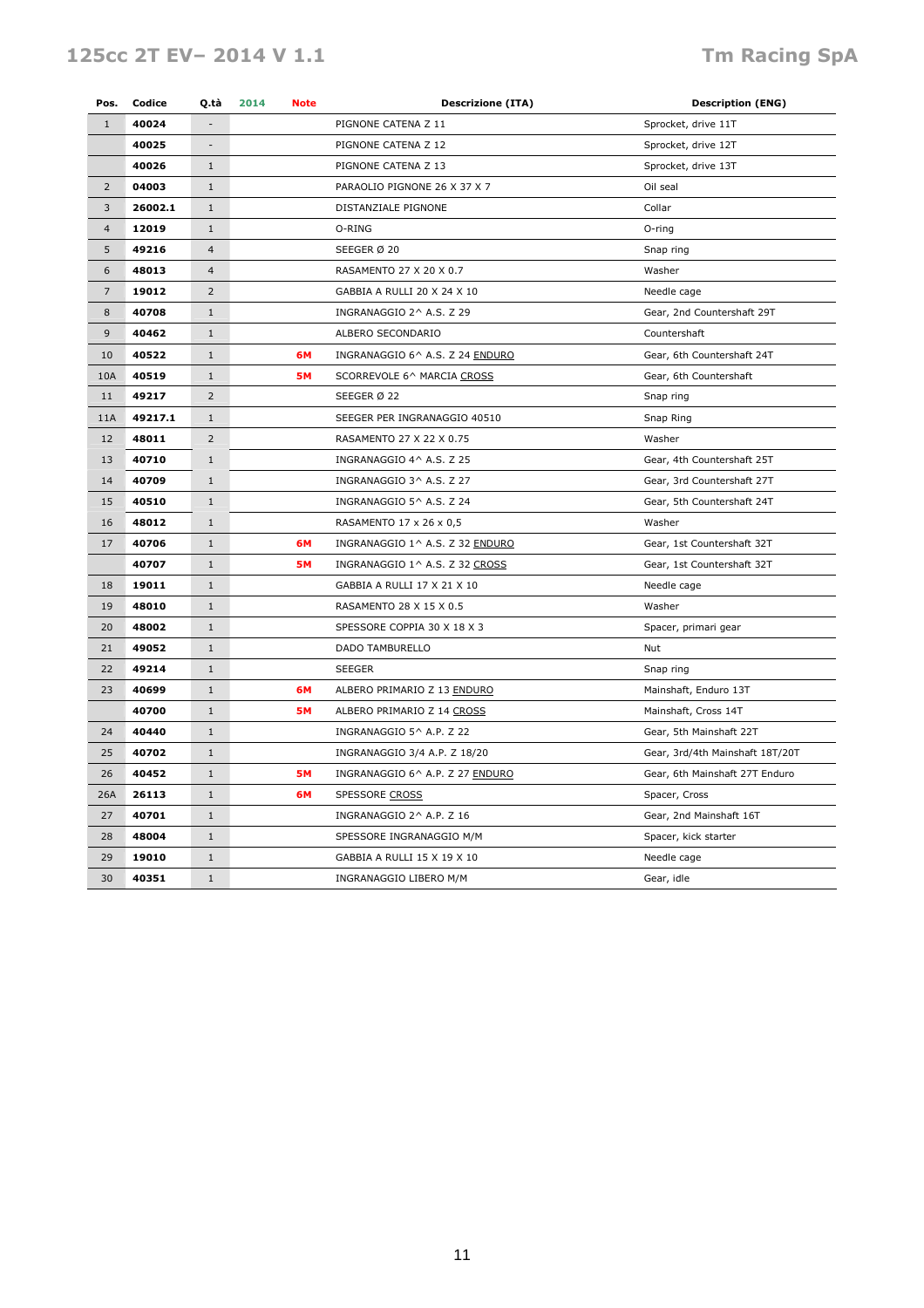| Pos. | Codice | Q.tà | 2014 | Note | Descrizione (ITA) | Description (ENG) |
|---|---|---|---|---|---|---|
| 1 | **40024** | - | | | PIGNONE CATENA Z 11 | Sprocket, drive 11T |
| | **40025** | - | | | PIGNONE CATENA Z 12 | Sprocket, drive 12T |
| | **40026** | 1 | | | PIGNONE CATENA Z 13 | Sprocket, drive 13T |
| 2 | **04003** | 1 | | | PARAOLIO PIGNONE 26 X 37 X 7 | Oil seal |
| 3 | **26002.1** | 1 | | | DISTANZIALE PIGNONE | Collar |
| 4 | **12019** | 1 | | | O-RING | O-ring |
| 5 | **49216** | 4 | | | SEEGER Ø 20 | Snap ring |
| 6 | **48013** | 4 | | | RASAMENTO 27 X 20 X 0.7 | Washer |
| 7 | **19012** | 2 | | | GABBIA A RULLI 20 X 24 X 10 | Needle cage |
| 8 | **40708** | 1 | | | INGRANAGGIO 2^ A.S. Z 29 | Gear, 2nd Countershaft 29T |
| 9 | **40462** | 1 | | | ALBERO SECONDARIO | Countershaft |
| 10 | **40522** | 1 | | **6M** | INGRANAGGIO 6^ A.S. Z 24 ENDURO | Gear, 6th Countershaft 24T |
| 10A | **40519** | 1 | | **5M** | SCORREVOLE 6^ MARCIA CROSS | Gear, 6th Countershaft |
| 11 | **49217** | 2 | | | SEEGER Ø 22 | Snap ring |
| 11A | **49217.1** | 1 | | | SEEGER PER INGRANAGGIO 40510 | Snap Ring |
| 12 | **48011** | 2 | | | RASAMENTO 27 X 22 X 0.75 | Washer |
| 13 | **40710** | 1 | | | INGRANAGGIO 4^ A.S. Z 25 | Gear, 4th Countershaft 25T |
| 14 | **40709** | 1 | | | INGRANAGGIO 3^ A.S. Z 27 | Gear, 3rd Countershaft 27T |
| 15 | **40510** | 1 | | | INGRANAGGIO 5^ A.S. Z 24 | Gear, 5th Countershaft 24T |
| 16 | **48012** | 1 | | | RASAMENTO 17 x 26 x 0,5 | Washer |
| 17 | **40706** | 1 | | **6M** | INGRANAGGIO 1^ A.S. Z 32 ENDURO | Gear, 1st Countershaft 32T |
| | **40707** | 1 | | **5M** | INGRANAGGIO 1^ A.S. Z 32 CROSS | Gear, 1st Countershaft 32T |
| 18 | **19011** | 1 | | | GABBIA A RULLI 17 X 21 X 10 | Needle cage |
| 19 | **48010** | 1 | | | RASAMENTO 28 X 15 X 0.5 | Washer |
| 20 | **48002** | 1 | | | SPESSORE COPPIA 30 X 18 X 3 | Spacer, primari gear |
| 21 | **49052** | 1 | | | DADO TAMBURELLO | Nut |
| 22 | **49214** | 1 | | | SEEGER | Snap ring |
| 23 | **40699** | 1 | | **6M** | ALBERO PRIMARIO Z 13 ENDURO | Mainshaft, Enduro 13T |
| | **40700** | 1 | | **5M** | ALBERO PRIMARIO Z 14 CROSS | Mainshaft, Cross 14T |
| 24 | **40440** | 1 | | | INGRANAGGIO 5^ A.P. Z 22 | Gear, 5th Mainshaft 22T |
| 25 | **40702** | 1 | | | INGRANAGGIO 3/4 A.P. Z 18/20 | Gear, 3rd/4th Mainshaft 18T/20T |
| 26 | **40452** | 1 | | **5M** | INGRANAGGIO 6^ A.P. Z 27 ENDURO | Gear, 6th Mainshaft 27T Enduro |
| 26A | **26113** | 1 | | **6M** | SPESSORE CROSS | Spacer, Cross |
| 27 | **40701** | 1 | | | INGRANAGGIO 2^ A.P. Z 16 | Gear, 2nd Mainshaft 16T |
| 28 | **48004** | 1 | | | SPESSORE INGRANAGGIO M/M | Spacer, kick starter |
| 29 | **19010** | 1 | | | GABBIA A RULLI 15 X 19 X 10 | Needle cage |
| 30 | **40351** | 1 | | | INGRANAGGIO LIBERO M/M | Gear, idle |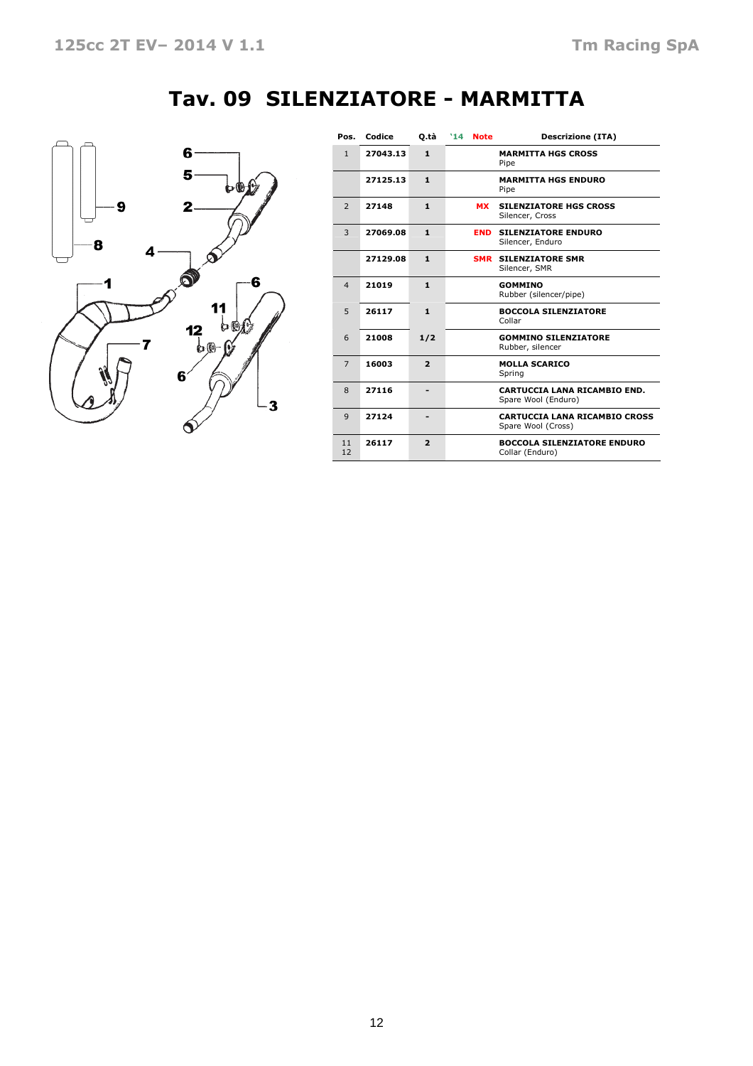# Tav. 09 SILENZIATORE - MARMITTA

6
5
9
2
8
4
1
6
11
12
7
6
3

| Pos. | Codice | Q.tà | '14 | Note | Descrizione (ITA) |
|---|---|---|---|---|---|
| 1 | 27043.13 | 1 | | | **MARMITTA HGS CROSS**<br>Pipe |
| | 27125.13 | 1 | | | **MARMITTA HGS ENDURO**<br>Pipe |
| 2 | 27148 | 1 | | MX | **SILENZIATORE HGS CROSS**<br>Silencer, Cross |
| 3 | 27069.08 | 1 | | END | **SILENZIATORE ENDURO**<br>Silencer, Enduro |
| | 27129.08 | 1 | | SMR | **SILENZIATORE SMR**<br>Silencer, SMR |
| 4 | 21019 | 1 | | | **GOMMINO**<br>Rubber (silencer/pipe) |
| 5 | 26117 | 1 | | | **BOCCOLA SILENZIATORE**<br>Collar |
| 6 | 21008 | 1/2 | | | **GOMMINO SILENZIATORE**<br>Rubber, silencer |
| 7 | 16003 | 2 | | | **MOLLA SCARICO**<br>Spring |
| 8 | 27116 | - | | | **CARTUCCIA LANA RICAMBIO END.**<br>Spare Wool (Enduro) |
| 9 | 27124 | - | | | **CARTUCCIA LANA RICAMBIO CROSS**<br>Spare Wool (Cross) |
| 11<br>12 | 26117 | 2 | | | **BOCCOLA SILENZIATORE ENDURO**<br>Collar (Enduro) |